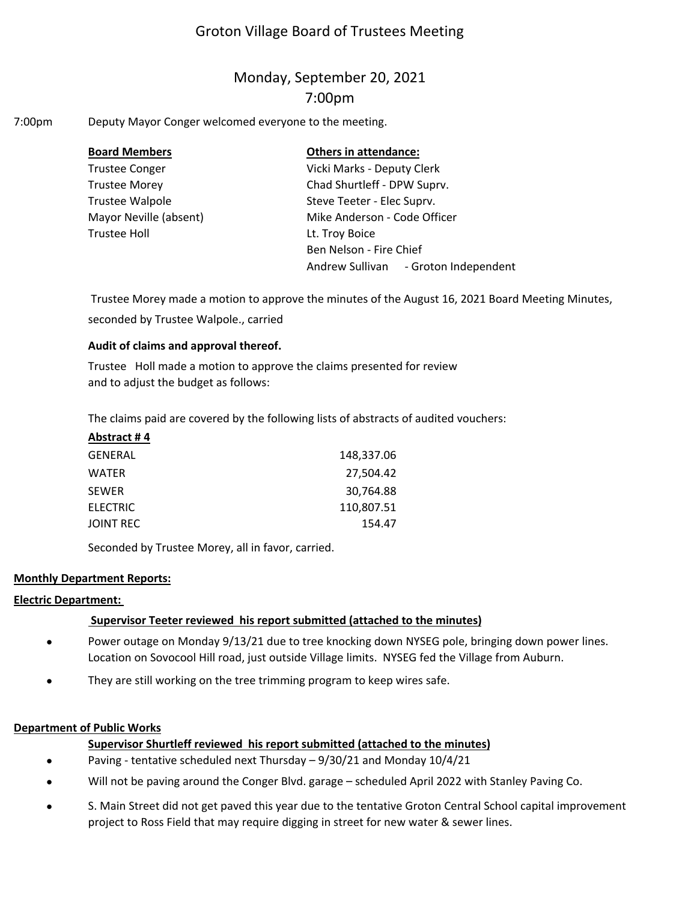# Groton Village Board of Trustees Meeting

## Monday, September 20, 2021
## 7:00pm

7:00pm Deputy Mayor Conger welcomed everyone to the meeting.

| **Board Members** | **Others in attendance:** |
|---|---|
| Trustee Conger | Vicki Marks - Deputy Clerk |
| Trustee Morey | Chad Shurtleff - DPW Suprv. |
| Trustee Walpole | Steve Teeter - Elec Suprv. |
| Mayor Neville (absent) | Mike Anderson - Code Officer |
| Trustee Holl | Lt. Troy Boice |
| | Ben Nelson - Fire Chief |
| | Andrew Sullivan - Groton Independent |

Trustee Morey made a motion to approve the minutes of the August 16, 2021 Board Meeting Minutes, seconded by Trustee Walpole., carried

**Audit of claims and approval thereof.**

Trustee Holl made a motion to approve the claims presented for review and to adjust the budget as follows:

The claims paid are covered by the following lists of abstracts of audited vouchers:

| **Abstract # 4** | |
|---|---|
| GENERAL | 148,337.06 |
| WATER | 27,504.42 |
| SEWER | 30,764.88 |
| ELECTRIC | 110,807.51 |
| JOINT REC | 154.47 |

Seconded by Trustee Morey, all in favor, carried.

**Monthly Department Reports:**

**Electric Department:**

**Supervisor Teeter reviewed his report submitted (attached to the minutes)**

- Power outage on Monday 9/13/21 due to tree knocking down NYSEG pole, bringing down power lines. Location on Sovocool Hill road, just outside Village limits. NYSEG fed the Village from Auburn.
- They are still working on the tree trimming program to keep wires safe.

**Department of Public Works**

**Supervisor Shurtleff reviewed his report submitted (attached to the minutes)**

- Paving - tentative scheduled next Thursday – 9/30/21 and Monday 10/4/21
- Will not be paving around the Conger Blvd. garage – scheduled April 2022 with Stanley Paving Co.
- S. Main Street did not get paved this year due to the tentative Groton Central School capital improvement project to Ross Field that may require digging in street for new water & sewer lines.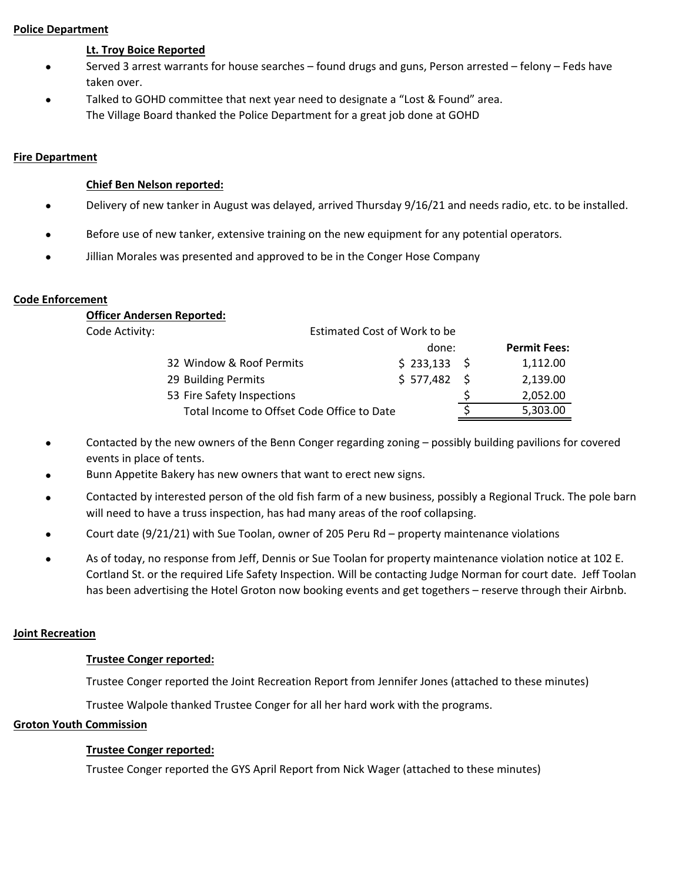**Police Department**

**Lt. Troy Boice Reported**

- Served 3 arrest warrants for house searches – found drugs and guns, Person arrested – felony – Feds have taken over.
- Talked to GOHD committee that next year need to designate a "Lost & Found" area.
  The Village Board thanked the Police Department for a great job done at GOHD

**Fire Department**

**Chief Ben Nelson reported:**

- Delivery of new tanker in August was delayed, arrived Thursday 9/16/21 and needs radio, etc. to be installed.
- Before use of new tanker, extensive training on the new equipment for any potential operators.
- Jillian Morales was presented and approved to be in the Conger Hose Company

**Code Enforcement**

**Officer Andersen Reported:**

| Code Activity: | Estimated Cost of Work to be done: | Permit Fees: |
|---|---|---|
| 32 Window & Roof Permits | $ 233,133 | $ 1,112.00 |
| 29 Building Permits | $ 577,482 | $ 2,139.00 |
| 53 Fire Safety Inspections | | $ 2,052.00 |
| Total Income to Offset Code Office to Date | | $ 5,303.00 |

- Contacted by the new owners of the Benn Conger regarding zoning – possibly building pavilions for covered events in place of tents.
- Bunn Appetite Bakery has new owners that want to erect new signs.
- Contacted by interested person of the old fish farm of a new business, possibly a Regional Truck. The pole barn will need to have a truss inspection, has had many areas of the roof collapsing.
- Court date (9/21/21) with Sue Toolan, owner of 205 Peru Rd – property maintenance violations
- As of today, no response from Jeff, Dennis or Sue Toolan for property maintenance violation notice at 102 E. Cortland St. or the required Life Safety Inspection. Will be contacting Judge Norman for court date. Jeff Toolan has been advertising the Hotel Groton now booking events and get togethers – reserve through their Airbnb.

**Joint Recreation**

**Trustee Conger reported:**

Trustee Conger reported the Joint Recreation Report from Jennifer Jones (attached to these minutes)

Trustee Walpole thanked Trustee Conger for all her hard work with the programs.

**Groton Youth Commission**

**Trustee Conger reported:**

Trustee Conger reported the GYS April Report from Nick Wager (attached to these minutes)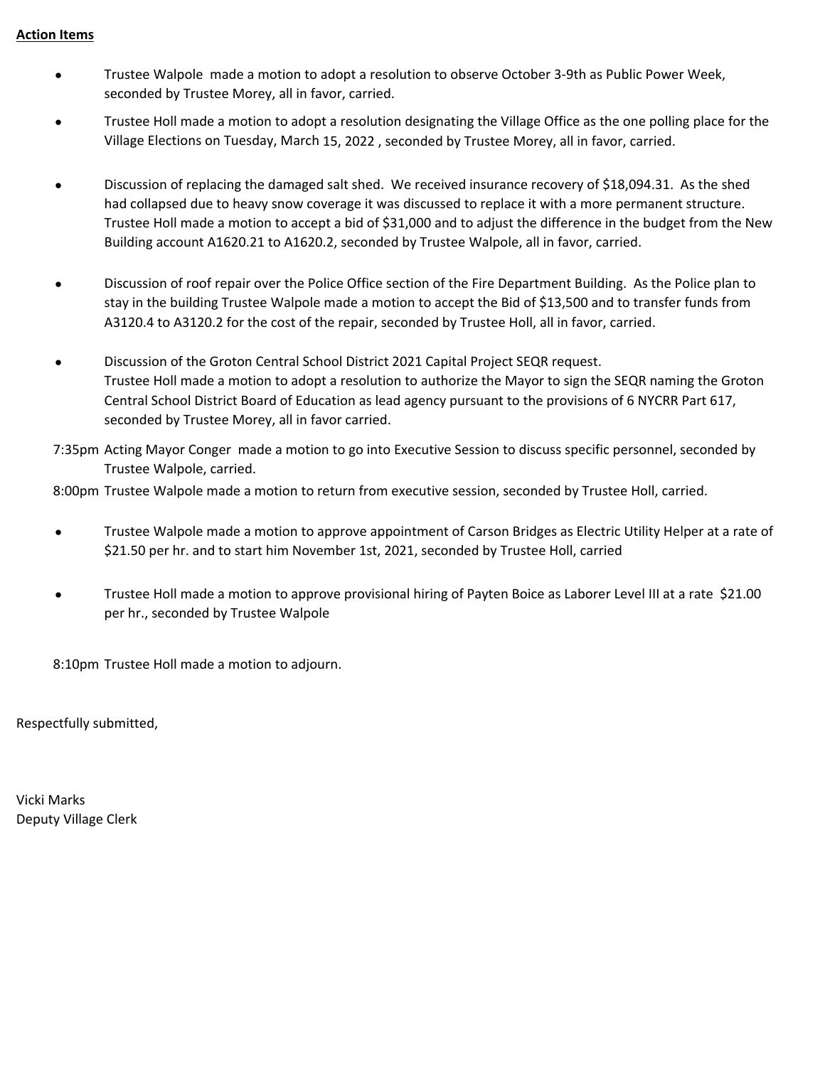**Action Items**

- Trustee Walpole made a motion to adopt a resolution to observe October 3-9th as Public Power Week, seconded by Trustee Morey, all in favor, carried.
- Trustee Holl made a motion to adopt a resolution designating the Village Office as the one polling place for the Village Elections on Tuesday, March 15, 2022 , seconded by Trustee Morey, all in favor, carried.
- Discussion of replacing the damaged salt shed. We received insurance recovery of $18,094.31. As the shed had collapsed due to heavy snow coverage it was discussed to replace it with a more permanent structure. Trustee Holl made a motion to accept a bid of $31,000 and to adjust the difference in the budget from the New Building account A1620.21 to A1620.2, seconded by Trustee Walpole, all in favor, carried.
- Discussion of roof repair over the Police Office section of the Fire Department Building. As the Police plan to stay in the building Trustee Walpole made a motion to accept the Bid of $13,500 and to transfer funds from A3120.4 to A3120.2 for the cost of the repair, seconded by Trustee Holl, all in favor, carried.
- Discussion of the Groton Central School District 2021 Capital Project SEQR request. Trustee Holl made a motion to adopt a resolution to authorize the Mayor to sign the SEQR naming the Groton Central School District Board of Education as lead agency pursuant to the provisions of 6 NYCRR Part 617, seconded by Trustee Morey, all in favor carried.

7:35pm Acting Mayor Conger made a motion to go into Executive Session to discuss specific personnel, seconded by Trustee Walpole, carried.

8:00pm Trustee Walpole made a motion to return from executive session, seconded by Trustee Holl, carried.

- Trustee Walpole made a motion to approve appointment of Carson Bridges as Electric Utility Helper at a rate of $21.50 per hr. and to start him November 1st, 2021, seconded by Trustee Holl, carried
- Trustee Holl made a motion to approve provisional hiring of Payten Boice as Laborer Level III at a rate $21.00 per hr., seconded by Trustee Walpole

8:10pm Trustee Holl made a motion to adjourn.

Respectfully submitted,

Vicki Marks
Deputy Village Clerk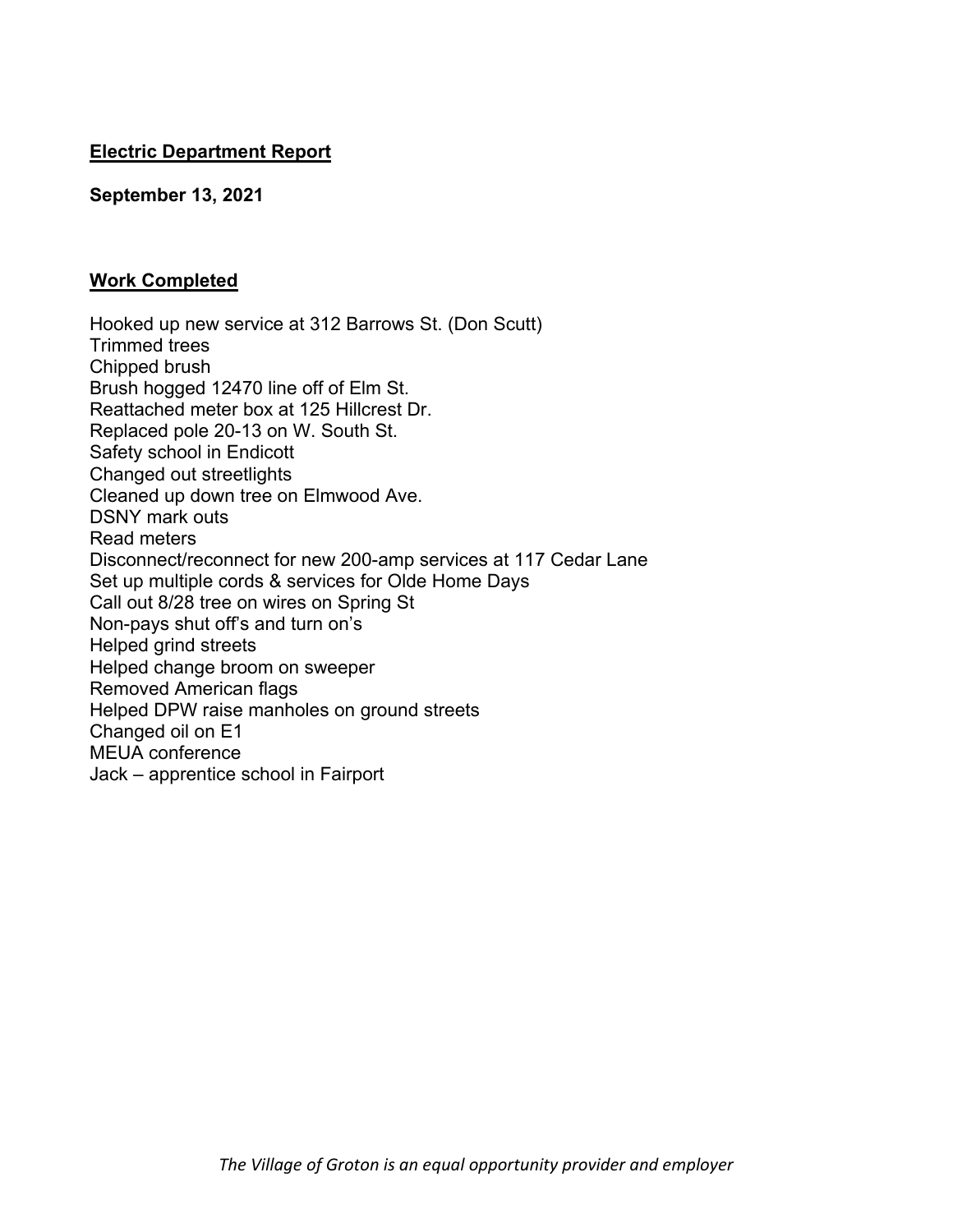**Electric Department Report**

**September 13, 2021**

**Work Completed**

Hooked up new service at 312 Barrows St. (Don Scutt)
Trimmed trees
Chipped brush
Brush hogged 12470 line off of Elm St.
Reattached meter box at 125 Hillcrest Dr.
Replaced pole 20-13 on W. South St.
Safety school in Endicott
Changed out streetlights
Cleaned up down tree on Elmwood Ave.
DSNY mark outs
Read meters
Disconnect/reconnect for new 200-amp services at 117 Cedar Lane
Set up multiple cords & services for Olde Home Days
Call out 8/28 tree on wires on Spring St
Non-pays shut off's and turn on's
Helped grind streets
Helped change broom on sweeper
Removed American flags
Helped DPW raise manholes on ground streets
Changed oil on E1
MEUA conference
Jack – apprentice school in Fairport

*The Village of Groton is an equal opportunity provider and employer*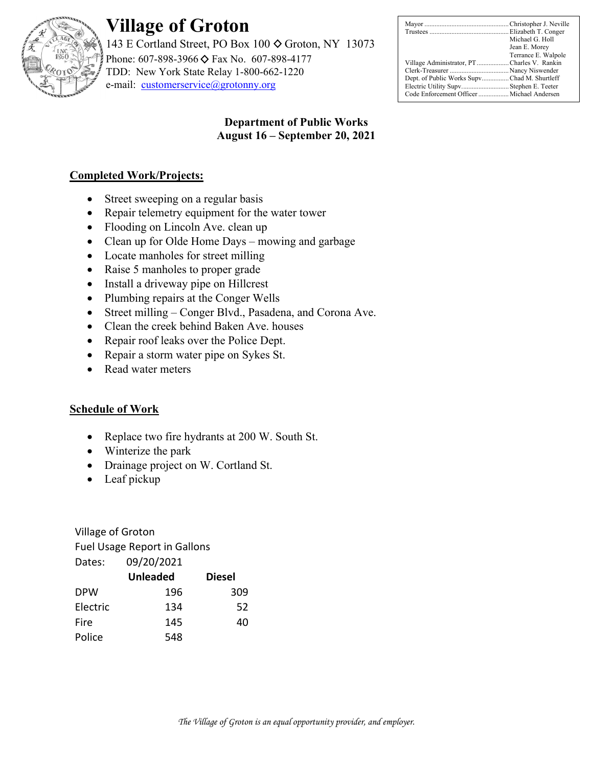# Village of Groton

143 E Cortland Street, PO Box 100 ◇ Groton, NY 13073
Phone: 607-898-3966 ◇ Fax No. 607-898-4177
TDD: New York State Relay 1-800-662-1220
e-mail: customerservice@grotonny.org

| | |
|---|---|
| Mayor | Christopher J. Neville |
| Trustees | Elizabeth T. Conger |
| | Michael G. Holl |
| | Jean E. Morey |
| | Terrance E. Walpole |
| Village Administrator, PT | Charles V. Rankin |
| Clerk-Treasurer | Nancy Niswender |
| Dept. of Public Works Supv | Chad M. Shurtleff |
| Electric Utility Supv | Stephen E. Teeter |
| Code Enforcement Officer | Michael Andersen |

**Department of Public Works**
**August 16 – September 20, 2021**

## Completed Work/Projects:

- Street sweeping on a regular basis
- Repair telemetry equipment for the water tower
- Flooding on Lincoln Ave. clean up
- Clean up for Olde Home Days – mowing and garbage
- Locate manholes for street milling
- Raise 5 manholes to proper grade
- Install a driveway pipe on Hillcrest
- Plumbing repairs at the Conger Wells
- Street milling – Conger Blvd., Pasadena, and Corona Ave.
- Clean the creek behind Baken Ave. houses
- Repair roof leaks over the Police Dept.
- Repair a storm water pipe on Sykes St.
- Read water meters

## Schedule of Work

- Replace two fire hydrants at 200 W. South St.
- Winterize the park
- Drainage project on W. Cortland St.
- Leaf pickup

Village of Groton
Fuel Usage Report in Gallons
Dates: 09/20/2021

| | Unleaded | Diesel |
|---|---|---|
| DPW | 196 | 309 |
| Electric | 134 | 52 |
| Fire | 145 | 40 |
| Police | 548 | |

*The Village of Groton is an equal opportunity provider, and employer.*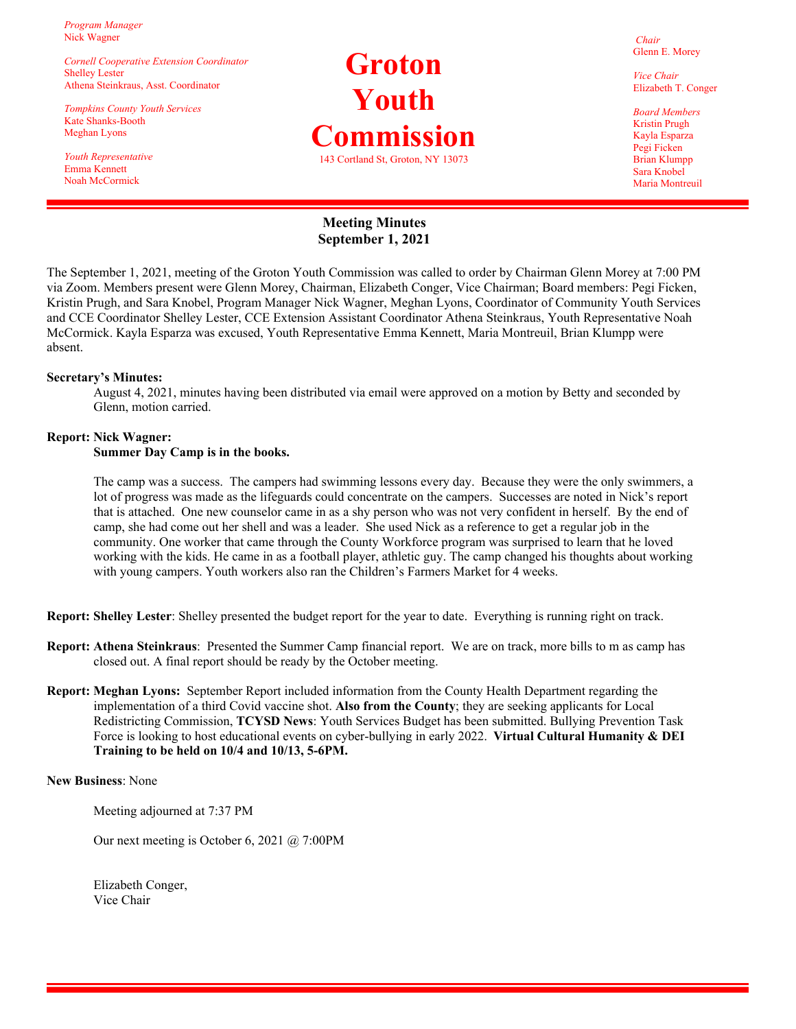*Program Manager*
Nick Wagner

*Cornell Cooperative Extension Coordinator*
Shelley Lester
Athena Steinkraus, Asst. Coordinator

*Tompkins County Youth Services*
Kate Shanks-Booth
Meghan Lyons

*Youth Representative*
Emma Kennett
Noah McCormick

# Groton Youth Commission

143 Cortland St, Groton, NY 13073

*Chair*
Glenn E. Morey

*Vice Chair*
Elizabeth T. Conger

*Board Members*
Kristin Prugh
Kayla Esparza
Pegi Ficken
Brian Klumpp
Sara Knobel
Maria Montreuil

## Meeting Minutes
## September 1, 2021

The September 1, 2021, meeting of the Groton Youth Commission was called to order by Chairman Glenn Morey at 7:00 PM via Zoom. Members present were Glenn Morey, Chairman, Elizabeth Conger, Vice Chairman; Board members: Pegi Ficken, Kristin Prugh, and Sara Knobel, Program Manager Nick Wagner, Meghan Lyons, Coordinator of Community Youth Services and CCE Coordinator Shelley Lester, CCE Extension Assistant Coordinator Athena Steinkraus, Youth Representative Noah McCormick. Kayla Esparza was excused, Youth Representative Emma Kennett, Maria Montreuil, Brian Klumpp were absent.

**Secretary's Minutes:**

August 4, 2021, minutes having been distributed via email were approved on a motion by Betty and seconded by Glenn, motion carried.

**Report: Nick Wagner:**

**Summer Day Camp is in the books.**

The camp was a success. The campers had swimming lessons every day. Because they were the only swimmers, a lot of progress was made as the lifeguards could concentrate on the campers. Successes are noted in Nick's report that is attached. One new counselor came in as a shy person who was not very confident in herself. By the end of camp, she had come out her shell and was a leader. She used Nick as a reference to get a regular job in the community. One worker that came through the County Workforce program was surprised to learn that he loved working with the kids. He came in as a football player, athletic guy. The camp changed his thoughts about working with young campers. Youth workers also ran the Children's Farmers Market for 4 weeks.

**Report: Shelley Lester**: Shelley presented the budget report for the year to date. Everything is running right on track.

**Report: Athena Steinkraus**: Presented the Summer Camp financial report. We are on track, more bills to m as camp has closed out. A final report should be ready by the October meeting.

**Report: Meghan Lyons:** September Report included information from the County Health Department regarding the implementation of a third Covid vaccine shot. **Also from the County**; they are seeking applicants for Local Redistricting Commission, **TCYSD News**: Youth Services Budget has been submitted. Bullying Prevention Task Force is looking to host educational events on cyber-bullying in early 2022. **Virtual Cultural Humanity & DEI Training to be held on 10/4 and 10/13, 5-6PM.**

**New Business**: None

Meeting adjourned at 7:37 PM

Our next meeting is October 6, 2021 @ 7:00PM

Elizabeth Conger,
Vice Chair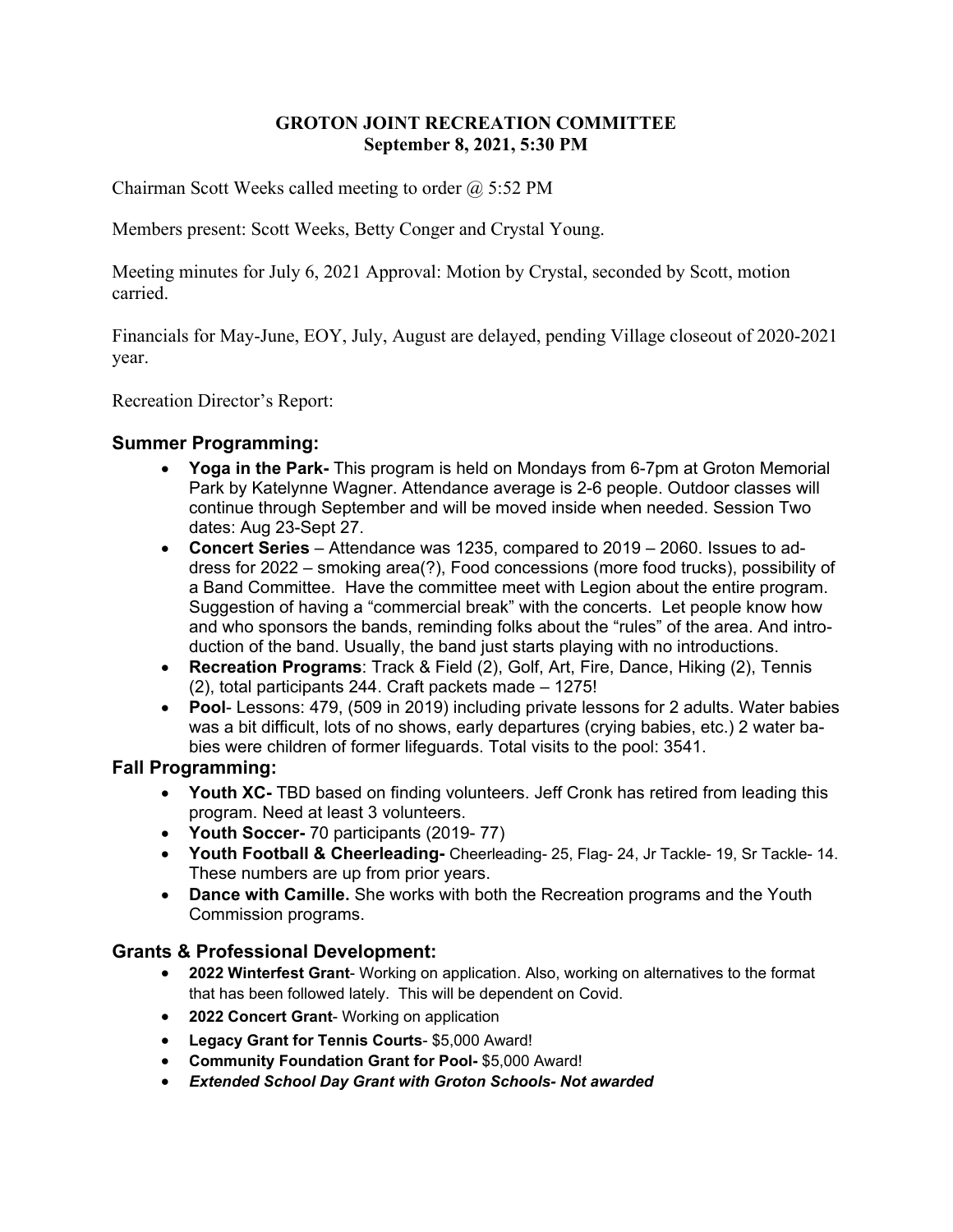**GROTON JOINT RECREATION COMMITTEE**
**September 8, 2021, 5:30 PM**

Chairman Scott Weeks called meeting to order @ 5:52 PM

Members present: Scott Weeks, Betty Conger and Crystal Young.

Meeting minutes for July 6, 2021 Approval: Motion by Crystal, seconded by Scott, motion carried.

Financials for May-June, EOY, July, August are delayed, pending Village closeout of 2020-2021 year.

Recreation Director's Report:

## Summer Programming:

- **Yoga in the Park-** This program is held on Mondays from 6-7pm at Groton Memorial Park by Katelynne Wagner. Attendance average is 2-6 people. Outdoor classes will continue through September and will be moved inside when needed. Session Two dates: Aug 23-Sept 27.
- **Concert Series** – Attendance was 1235, compared to 2019 – 2060. Issues to address for 2022 – smoking area(?), Food concessions (more food trucks), possibility of a Band Committee. Have the committee meet with Legion about the entire program. Suggestion of having a "commercial break" with the concerts. Let people know how and who sponsors the bands, reminding folks about the "rules" of the area. And introduction of the band. Usually, the band just starts playing with no introductions.
- **Recreation Programs**: Track & Field (2), Golf, Art, Fire, Dance, Hiking (2), Tennis (2), total participants 244. Craft packets made – 1275!
- **Pool**- Lessons: 479, (509 in 2019) including private lessons for 2 adults. Water babies was a bit difficult, lots of no shows, early departures (crying babies, etc.) 2 water babies were children of former lifeguards. Total visits to the pool: 3541.

## Fall Programming:

- **Youth XC-** TBD based on finding volunteers. Jeff Cronk has retired from leading this program. Need at least 3 volunteers.
- **Youth Soccer-** 70 participants (2019- 77)
- **Youth Football & Cheerleading-** Cheerleading- 25, Flag- 24, Jr Tackle- 19, Sr Tackle- 14. These numbers are up from prior years.
- **Dance with Camille.** She works with both the Recreation programs and the Youth Commission programs.

## Grants & Professional Development:

- **2022 Winterfest Grant**- Working on application. Also, working on alternatives to the format that has been followed lately. This will be dependent on Covid.
- **2022 Concert Grant**- Working on application
- **Legacy Grant for Tennis Courts**- $5,000 Award!
- **Community Foundation Grant for Pool-** $5,000 Award!
- ***Extended School Day Grant with Groton Schools- Not awarded***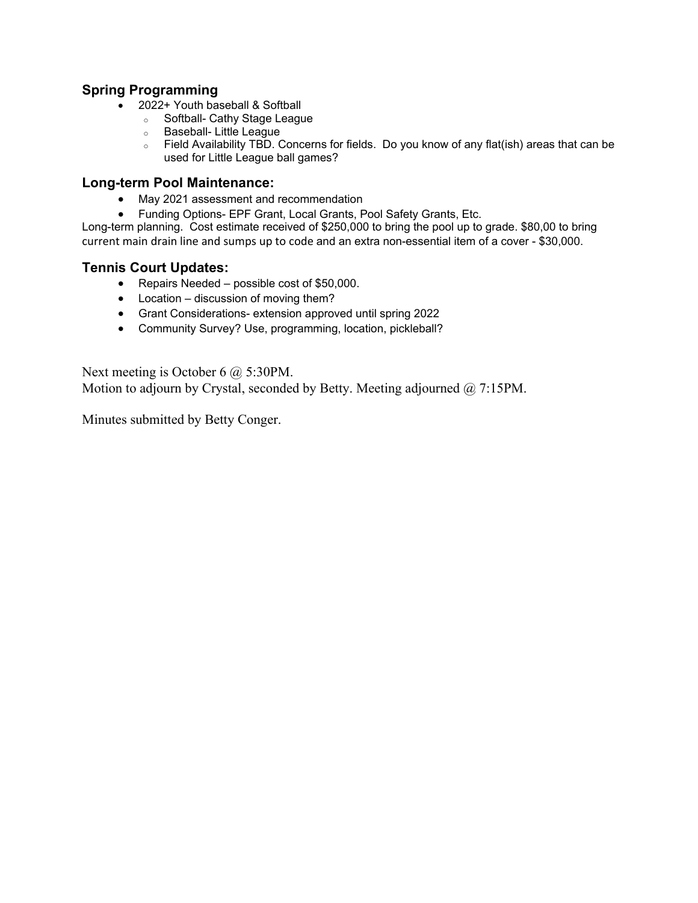### Spring Programming

- 2022+ Youth baseball & Softball
  - Softball- Cathy Stage League
  - Baseball- Little League
  - Field Availability TBD. Concerns for fields. Do you know of any flat(ish) areas that can be used for Little League ball games?

### Long-term Pool Maintenance:

- May 2021 assessment and recommendation
- Funding Options- EPF Grant, Local Grants, Pool Safety Grants, Etc.

Long-term planning. Cost estimate received of $250,000 to bring the pool up to grade. $80,00 to bring current main drain line and sumps up to code and an extra non-essential item of a cover - $30,000.

### Tennis Court Updates:

- Repairs Needed – possible cost of $50,000.
- Location – discussion of moving them?
- Grant Considerations- extension approved until spring 2022
- Community Survey? Use, programming, location, pickleball?

Next meeting is October 6 @ 5:30PM.
Motion to adjourn by Crystal, seconded by Betty. Meeting adjourned @ 7:15PM.

Minutes submitted by Betty Conger.